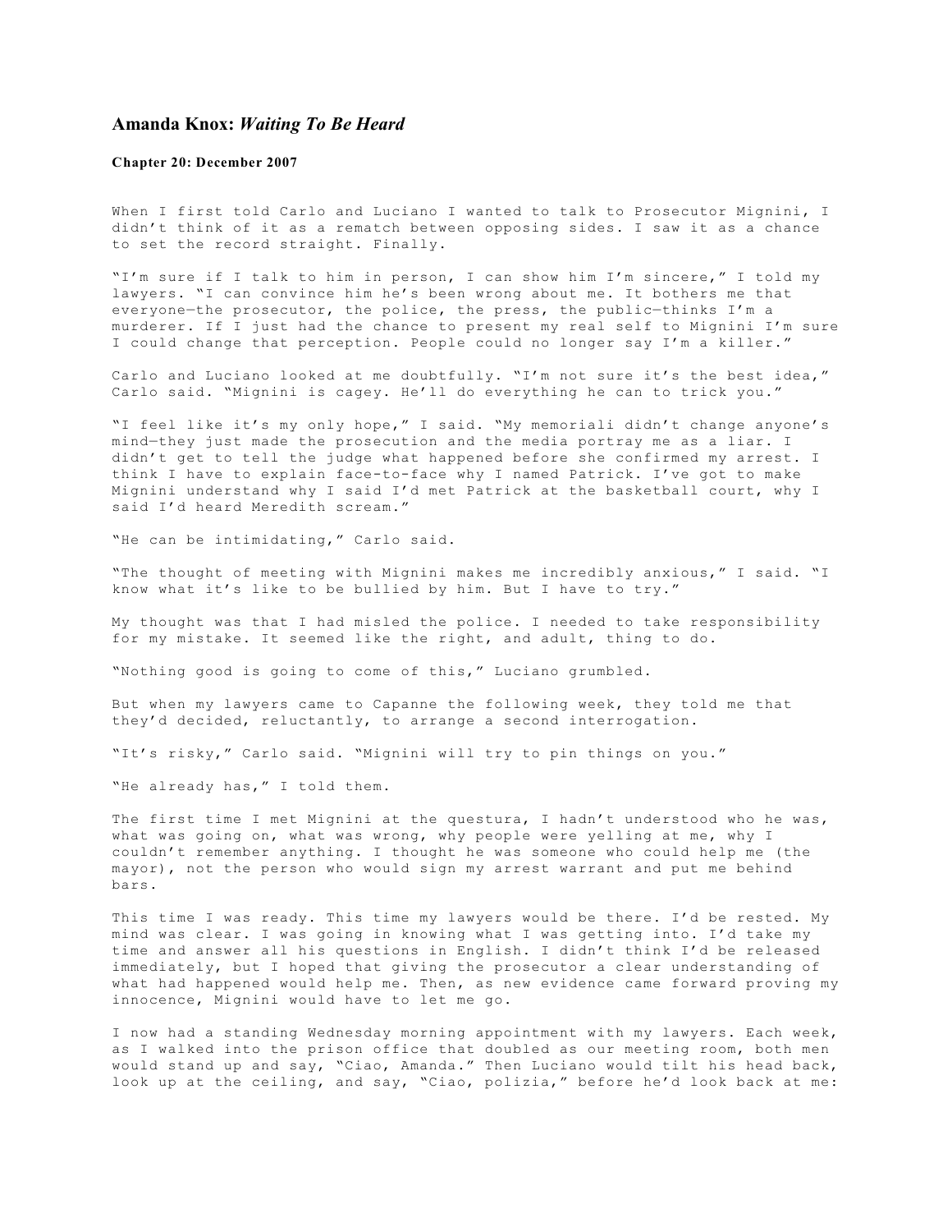# Amanda Knox: *Waiting To Be Heard*

**Chapter 20: December 2007**

When I first told Carlo and Luciano I wanted to talk to Prosecutor Mignini, I didn't think of it as a rematch between opposing sides. I saw it as a chance to set the record straight. Finally.

"I'm sure if I talk to him in person, I can show him I'm sincere," I told my lawyers. "I can convince him he's been wrong about me. It bothers me that everyone—the prosecutor, the police, the press, the public—thinks I'm a murderer. If I just had the chance to present my real self to Mignini I'm sure I could change that perception. People could no longer say I'm a killer."

Carlo and Luciano looked at me doubtfully. "I'm not sure it's the best idea," Carlo said. "Mignini is cagey. He'll do everything he can to trick you."

"I feel like it's my only hope," I said. "My memoriali didn't change anyone's mind—they just made the prosecution and the media portray me as a liar. I didn't get to tell the judge what happened before she confirmed my arrest. I think I have to explain face-to-face why I named Patrick. I've got to make Mignini understand why I said I'd met Patrick at the basketball court, why I said I'd heard Meredith scream."

"He can be intimidating," Carlo said.

"The thought of meeting with Mignini makes me incredibly anxious," I said. "I know what it's like to be bullied by him. But I have to try."

My thought was that I had misled the police. I needed to take responsibility for my mistake. It seemed like the right, and adult, thing to do.

"Nothing good is going to come of this," Luciano grumbled.

But when my lawyers came to Capanne the following week, they told me that they'd decided, reluctantly, to arrange a second interrogation.

"It's risky," Carlo said. "Mignini will try to pin things on you."

"He already has," I told them.

The first time I met Mignini at the questura, I hadn't understood who he was, what was going on, what was wrong, why people were yelling at me, why I couldn't remember anything. I thought he was someone who could help me (the mayor), not the person who would sign my arrest warrant and put me behind bars.

This time I was ready. This time my lawyers would be there. I'd be rested. My mind was clear. I was going in knowing what I was getting into. I'd take my time and answer all his questions in English. I didn't think I'd be released immediately, but I hoped that giving the prosecutor a clear understanding of what had happened would help me. Then, as new evidence came forward proving my innocence, Mignini would have to let me go.

I now had a standing Wednesday morning appointment with my lawyers. Each week, as I walked into the prison office that doubled as our meeting room, both men would stand up and say, "Ciao, Amanda." Then Luciano would tilt his head back, look up at the ceiling, and say, "Ciao, polizia," before he'd look back at me: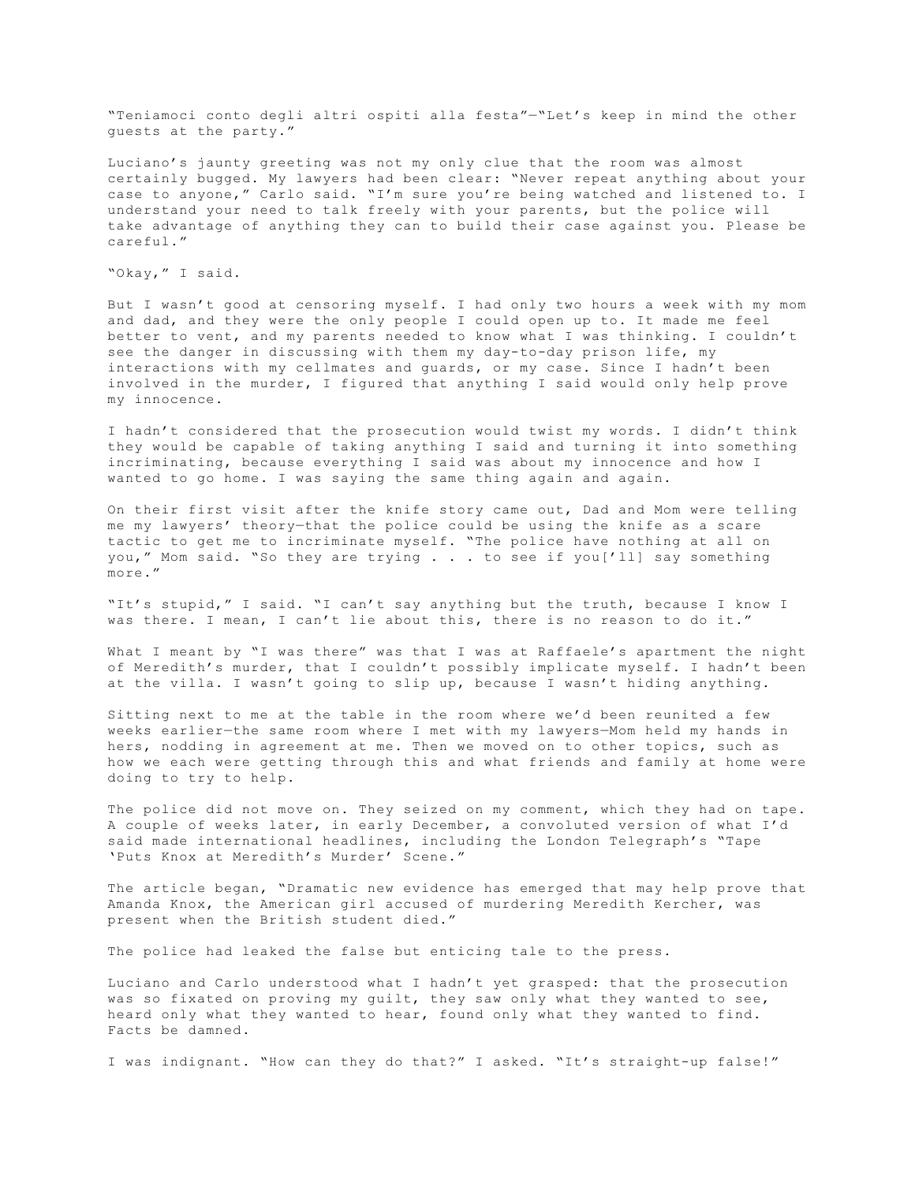"Teniamoci conto degli altri ospiti alla festa"—"Let's keep in mind the other guests at the party."

Luciano's jaunty greeting was not my only clue that the room was almost certainly bugged. My lawyers had been clear: "Never repeat anything about your case to anyone," Carlo said. "I'm sure you're being watched and listened to. I understand your need to talk freely with your parents, but the police will take advantage of anything they can to build their case against you. Please be careful."

"Okay," I said.

But I wasn't good at censoring myself. I had only two hours a week with my mom and dad, and they were the only people I could open up to. It made me feel better to vent, and my parents needed to know what I was thinking. I couldn't see the danger in discussing with them my day-to-day prison life, my interactions with my cellmates and guards, or my case. Since I hadn't been involved in the murder, I figured that anything I said would only help prove my innocence.

I hadn't considered that the prosecution would twist my words. I didn't think they would be capable of taking anything I said and turning it into something incriminating, because everything I said was about my innocence and how I wanted to go home. I was saying the same thing again and again.

On their first visit after the knife story came out, Dad and Mom were telling me my lawyers' theory—that the police could be using the knife as a scare tactic to get me to incriminate myself. "The police have nothing at all on you," Mom said. "So they are trying . . . to see if you['ll] say something more."

"It's stupid," I said. "I can't say anything but the truth, because I know I was there. I mean, I can't lie about this, there is no reason to do it."

What I meant by "I was there" was that I was at Raffaele's apartment the night of Meredith's murder, that I couldn't possibly implicate myself. I hadn't been at the villa. I wasn't going to slip up, because I wasn't hiding anything.

Sitting next to me at the table in the room where we'd been reunited a few weeks earlier—the same room where I met with my lawyers—Mom held my hands in hers, nodding in agreement at me. Then we moved on to other topics, such as how we each were getting through this and what friends and family at home were doing to try to help.

The police did not move on. They seized on my comment, which they had on tape. A couple of weeks later, in early December, a convoluted version of what I'd said made international headlines, including the London Telegraph's "Tape 'Puts Knox at Meredith's Murder' Scene."

The article began, "Dramatic new evidence has emerged that may help prove that Amanda Knox, the American girl accused of murdering Meredith Kercher, was present when the British student died."

The police had leaked the false but enticing tale to the press.

Luciano and Carlo understood what I hadn't yet grasped: that the prosecution was so fixated on proving my guilt, they saw only what they wanted to see, heard only what they wanted to hear, found only what they wanted to find. Facts be damned.

I was indignant. "How can they do that?" I asked. "It's straight-up false!"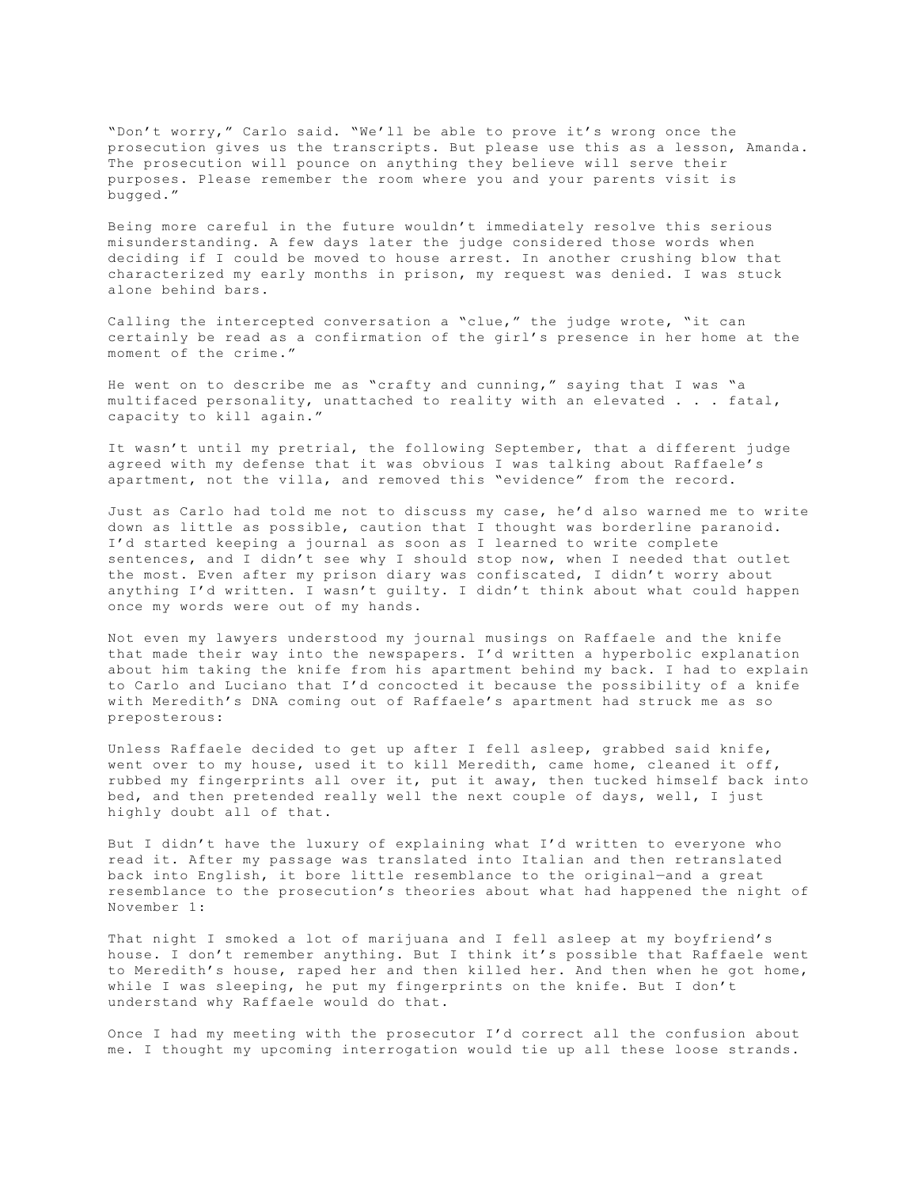"Don't worry," Carlo said. "We'll be able to prove it's wrong once the prosecution gives us the transcripts. But please use this as a lesson, Amanda. The prosecution will pounce on anything they believe will serve their purposes. Please remember the room where you and your parents visit is bugged."

Being more careful in the future wouldn't immediately resolve this serious misunderstanding. A few days later the judge considered those words when deciding if I could be moved to house arrest. In another crushing blow that characterized my early months in prison, my request was denied. I was stuck alone behind bars.

Calling the intercepted conversation a "clue," the judge wrote, "it can certainly be read as a confirmation of the girl's presence in her home at the moment of the crime."

He went on to describe me as "crafty and cunning," saying that I was "a multifaced personality, unattached to reality with an elevated . . . fatal, capacity to kill again."

It wasn't until my pretrial, the following September, that a different judge agreed with my defense that it was obvious I was talking about Raffaele's apartment, not the villa, and removed this "evidence" from the record.

Just as Carlo had told me not to discuss my case, he'd also warned me to write down as little as possible, caution that I thought was borderline paranoid. I'd started keeping a journal as soon as I learned to write complete sentences, and I didn't see why I should stop now, when I needed that outlet the most. Even after my prison diary was confiscated, I didn't worry about anything I'd written. I wasn't guilty. I didn't think about what could happen once my words were out of my hands.

Not even my lawyers understood my journal musings on Raffaele and the knife that made their way into the newspapers. I'd written a hyperbolic explanation about him taking the knife from his apartment behind my back. I had to explain to Carlo and Luciano that I'd concocted it because the possibility of a knife with Meredith's DNA coming out of Raffaele's apartment had struck me as so preposterous:

Unless Raffaele decided to get up after I fell asleep, grabbed said knife, went over to my house, used it to kill Meredith, came home, cleaned it off, rubbed my fingerprints all over it, put it away, then tucked himself back into bed, and then pretended really well the next couple of days, well, I just highly doubt all of that.

But I didn't have the luxury of explaining what I'd written to everyone who read it. After my passage was translated into Italian and then retranslated back into English, it bore little resemblance to the original—and a great resemblance to the prosecution's theories about what had happened the night of November 1:

That night I smoked a lot of marijuana and I fell asleep at my boyfriend's house. I don't remember anything. But I think it's possible that Raffaele went to Meredith's house, raped her and then killed her. And then when he got home, while I was sleeping, he put my fingerprints on the knife. But I don't understand why Raffaele would do that.

Once I had my meeting with the prosecutor I'd correct all the confusion about me. I thought my upcoming interrogation would tie up all these loose strands.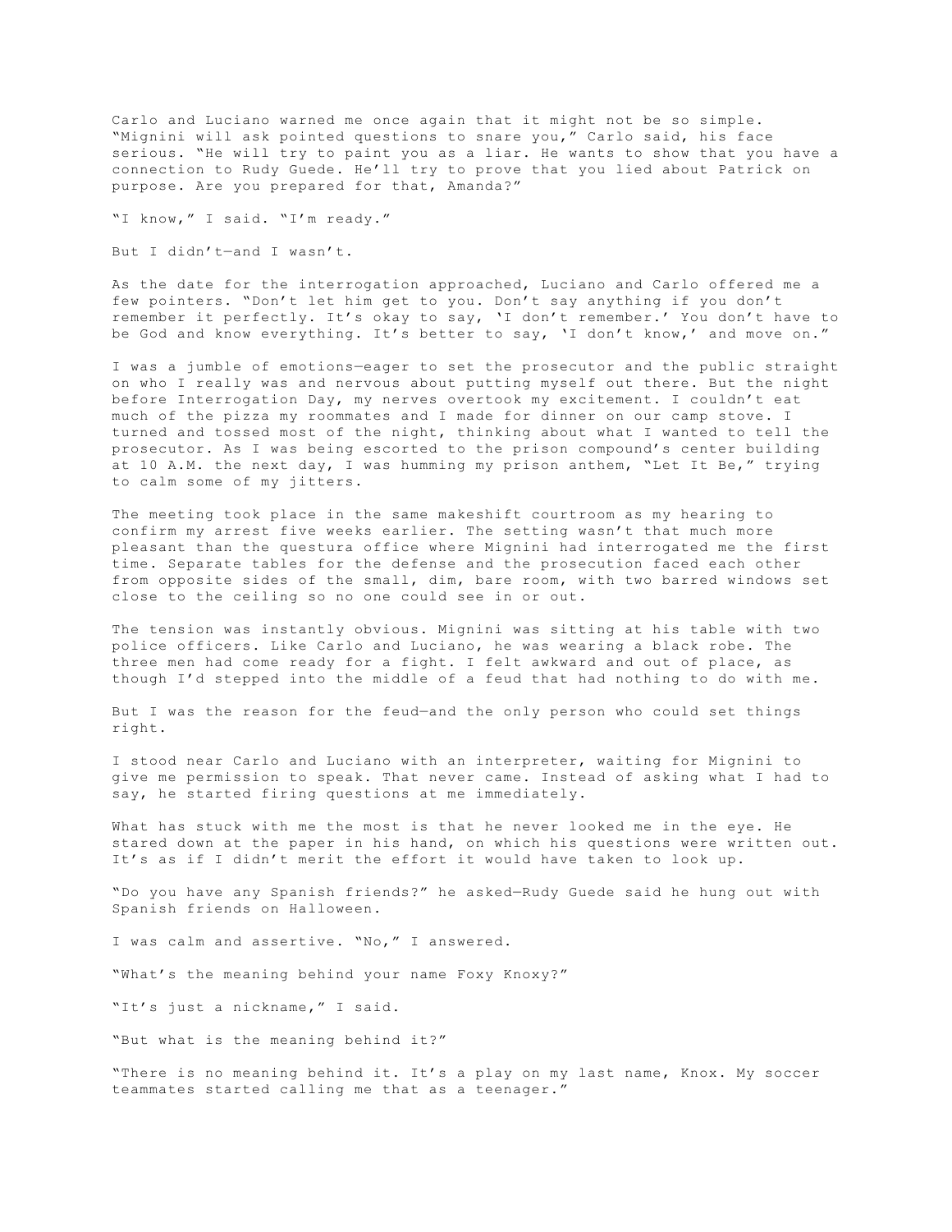Carlo and Luciano warned me once again that it might not be so simple. "Mignini will ask pointed questions to snare you," Carlo said, his face serious. "He will try to paint you as a liar. He wants to show that you have a connection to Rudy Guede. He'll try to prove that you lied about Patrick on purpose. Are you prepared for that, Amanda?"

"I know," I said. "I'm ready."

But I didn't—and I wasn't.

As the date for the interrogation approached, Luciano and Carlo offered me a few pointers. "Don't let him get to you. Don't say anything if you don't remember it perfectly. It's okay to say, 'I don't remember.' You don't have to be God and know everything. It's better to say, 'I don't know,' and move on."

I was a jumble of emotions—eager to set the prosecutor and the public straight on who I really was and nervous about putting myself out there. But the night before Interrogation Day, my nerves overtook my excitement. I couldn't eat much of the pizza my roommates and I made for dinner on our camp stove. I turned and tossed most of the night, thinking about what I wanted to tell the prosecutor. As I was being escorted to the prison compound's center building at 10 A.M. the next day, I was humming my prison anthem, "Let It Be," trying to calm some of my jitters.

The meeting took place in the same makeshift courtroom as my hearing to confirm my arrest five weeks earlier. The setting wasn't that much more pleasant than the questura office where Mignini had interrogated me the first time. Separate tables for the defense and the prosecution faced each other from opposite sides of the small, dim, bare room, with two barred windows set close to the ceiling so no one could see in or out.

The tension was instantly obvious. Mignini was sitting at his table with two police officers. Like Carlo and Luciano, he was wearing a black robe. The three men had come ready for a fight. I felt awkward and out of place, as though I'd stepped into the middle of a feud that had nothing to do with me.

But I was the reason for the feud—and the only person who could set things right.

I stood near Carlo and Luciano with an interpreter, waiting for Mignini to give me permission to speak. That never came. Instead of asking what I had to say, he started firing questions at me immediately.

What has stuck with me the most is that he never looked me in the eye. He stared down at the paper in his hand, on which his questions were written out. It's as if I didn't merit the effort it would have taken to look up.

"Do you have any Spanish friends?" he asked—Rudy Guede said he hung out with Spanish friends on Halloween.

I was calm and assertive. "No," I answered.

"What's the meaning behind your name Foxy Knoxy?"

"It's just a nickname," I said.

"But what is the meaning behind it?"

"There is no meaning behind it. It's a play on my last name, Knox. My soccer teammates started calling me that as a teenager."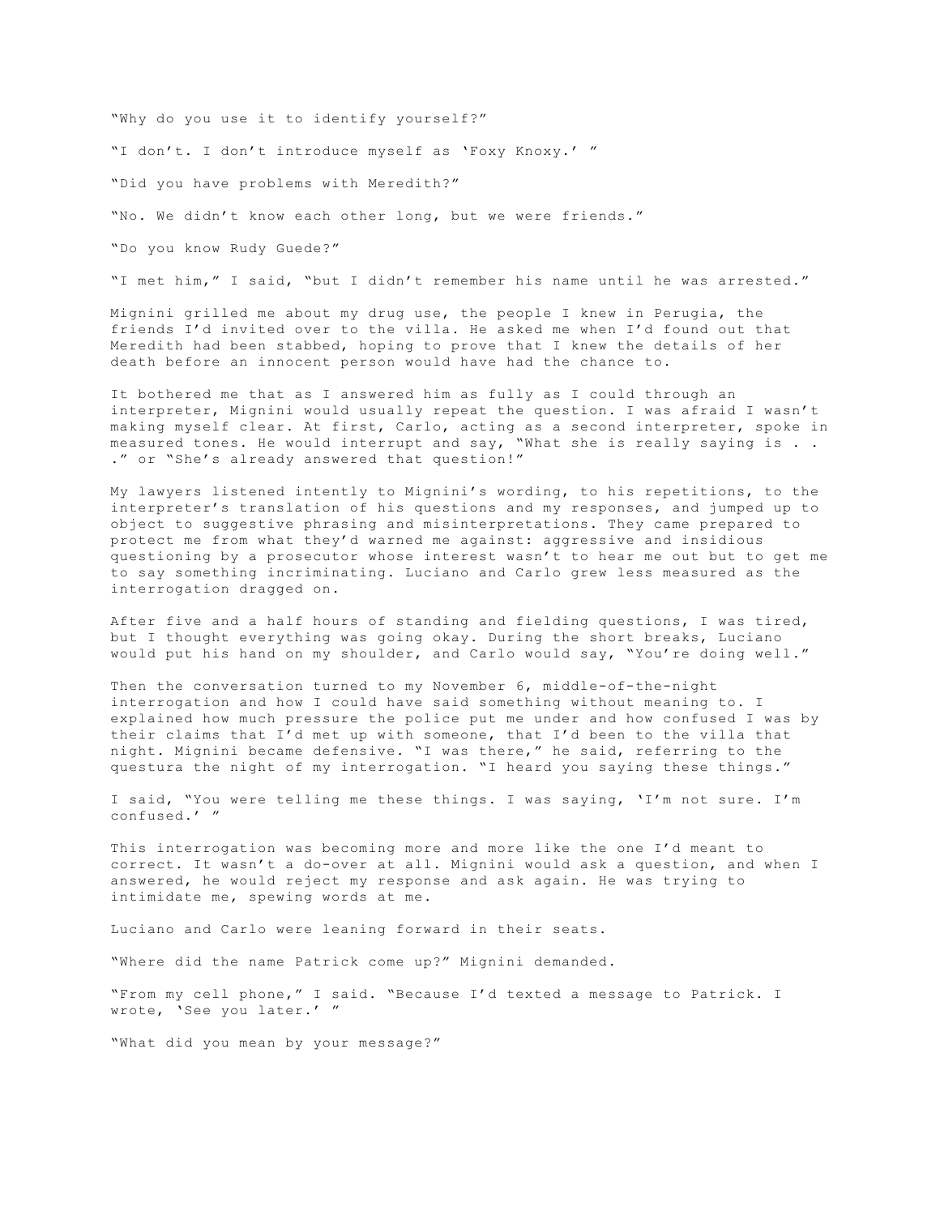"Why do you use it to identify yourself?"

"I don't. I don't introduce myself as 'Foxy Knoxy.' "

"Did you have problems with Meredith?"

"No. We didn't know each other long, but we were friends."

"Do you know Rudy Guede?"

"I met him," I said, "but I didn't remember his name until he was arrested."

Mignini grilled me about my drug use, the people I knew in Perugia, the friends I'd invited over to the villa. He asked me when I'd found out that Meredith had been stabbed, hoping to prove that I knew the details of her death before an innocent person would have had the chance to.

It bothered me that as I answered him as fully as I could through an interpreter, Mignini would usually repeat the question. I was afraid I wasn't making myself clear. At first, Carlo, acting as a second interpreter, spoke in measured tones. He would interrupt and say, "What she is really saying is . . ." or "She's already answered that question!"

My lawyers listened intently to Mignini's wording, to his repetitions, to the interpreter's translation of his questions and my responses, and jumped up to object to suggestive phrasing and misinterpretations. They came prepared to protect me from what they'd warned me against: aggressive and insidious questioning by a prosecutor whose interest wasn't to hear me out but to get me to say something incriminating. Luciano and Carlo grew less measured as the interrogation dragged on.

After five and a half hours of standing and fielding questions, I was tired, but I thought everything was going okay. During the short breaks, Luciano would put his hand on my shoulder, and Carlo would say, "You're doing well."

Then the conversation turned to my November 6, middle-of-the-night interrogation and how I could have said something without meaning to. I explained how much pressure the police put me under and how confused I was by their claims that I'd met up with someone, that I'd been to the villa that night. Mignini became defensive. "I was there," he said, referring to the questura the night of my interrogation. "I heard you saying these things."

I said, "You were telling me these things. I was saying, 'I'm not sure. I'm confused.' "

This interrogation was becoming more and more like the one I'd meant to correct. It wasn't a do-over at all. Mignini would ask a question, and when I answered, he would reject my response and ask again. He was trying to intimidate me, spewing words at me.

Luciano and Carlo were leaning forward in their seats.

"Where did the name Patrick come up?" Mignini demanded.

"From my cell phone," I said. "Because I'd texted a message to Patrick. I wrote, 'See you later.' "

"What did you mean by your message?"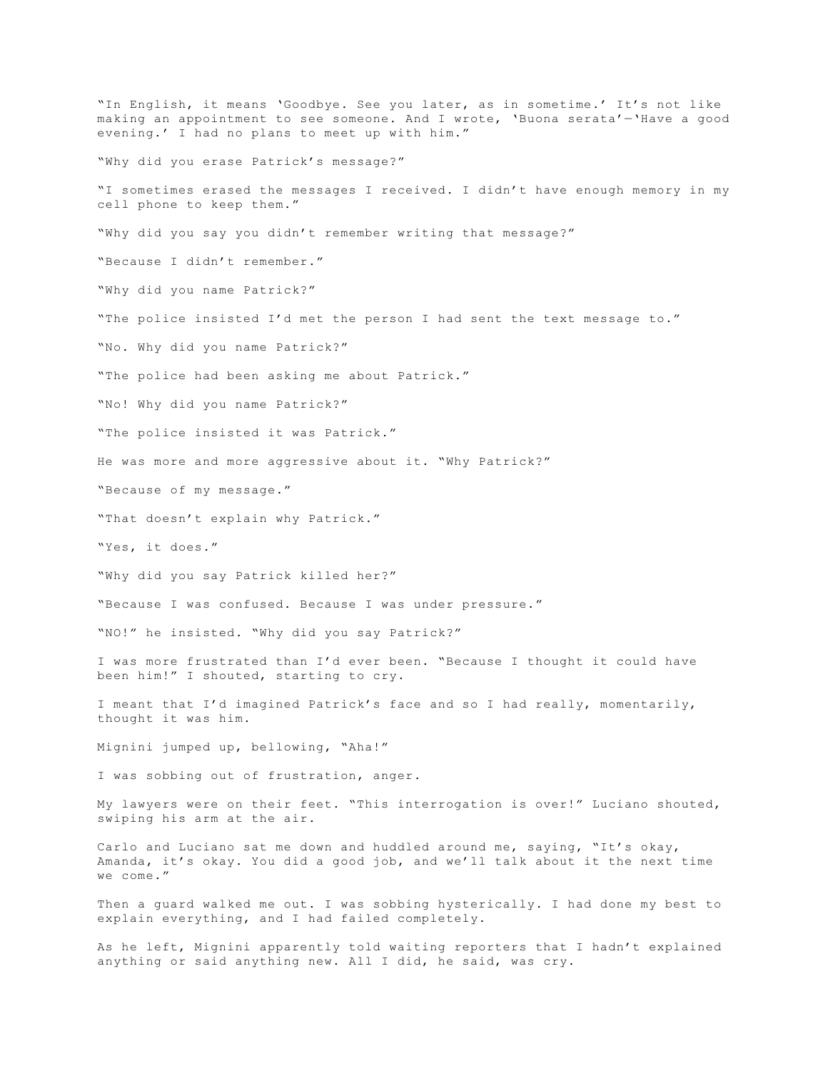"In English, it means 'Goodbye. See you later, as in sometime.' It's not like making an appointment to see someone. And I wrote, 'Buona serata'—'Have a good evening.' I had no plans to meet up with him."

"Why did you erase Patrick's message?"

"I sometimes erased the messages I received. I didn't have enough memory in my cell phone to keep them."

"Why did you say you didn't remember writing that message?"

"Because I didn't remember."

"Why did you name Patrick?"

"The police insisted I'd met the person I had sent the text message to."

"No. Why did you name Patrick?"

"The police had been asking me about Patrick."

"No! Why did you name Patrick?"

"The police insisted it was Patrick."

He was more and more aggressive about it. "Why Patrick?"

"Because of my message."

"That doesn't explain why Patrick."

"Yes, it does."

"Why did you say Patrick killed her?"

"Because I was confused. Because I was under pressure."

"NO!" he insisted. "Why did you say Patrick?"

I was more frustrated than I'd ever been. "Because I thought it could have been him!" I shouted, starting to cry.

I meant that I'd imagined Patrick's face and so I had really, momentarily, thought it was him.

Mignini jumped up, bellowing, "Aha!"

I was sobbing out of frustration, anger.

My lawyers were on their feet. "This interrogation is over!" Luciano shouted, swiping his arm at the air.

Carlo and Luciano sat me down and huddled around me, saying, "It's okay, Amanda, it's okay. You did a good job, and we'll talk about it the next time we come."

Then a guard walked me out. I was sobbing hysterically. I had done my best to explain everything, and I had failed completely.

As he left, Mignini apparently told waiting reporters that I hadn't explained anything or said anything new. All I did, he said, was cry.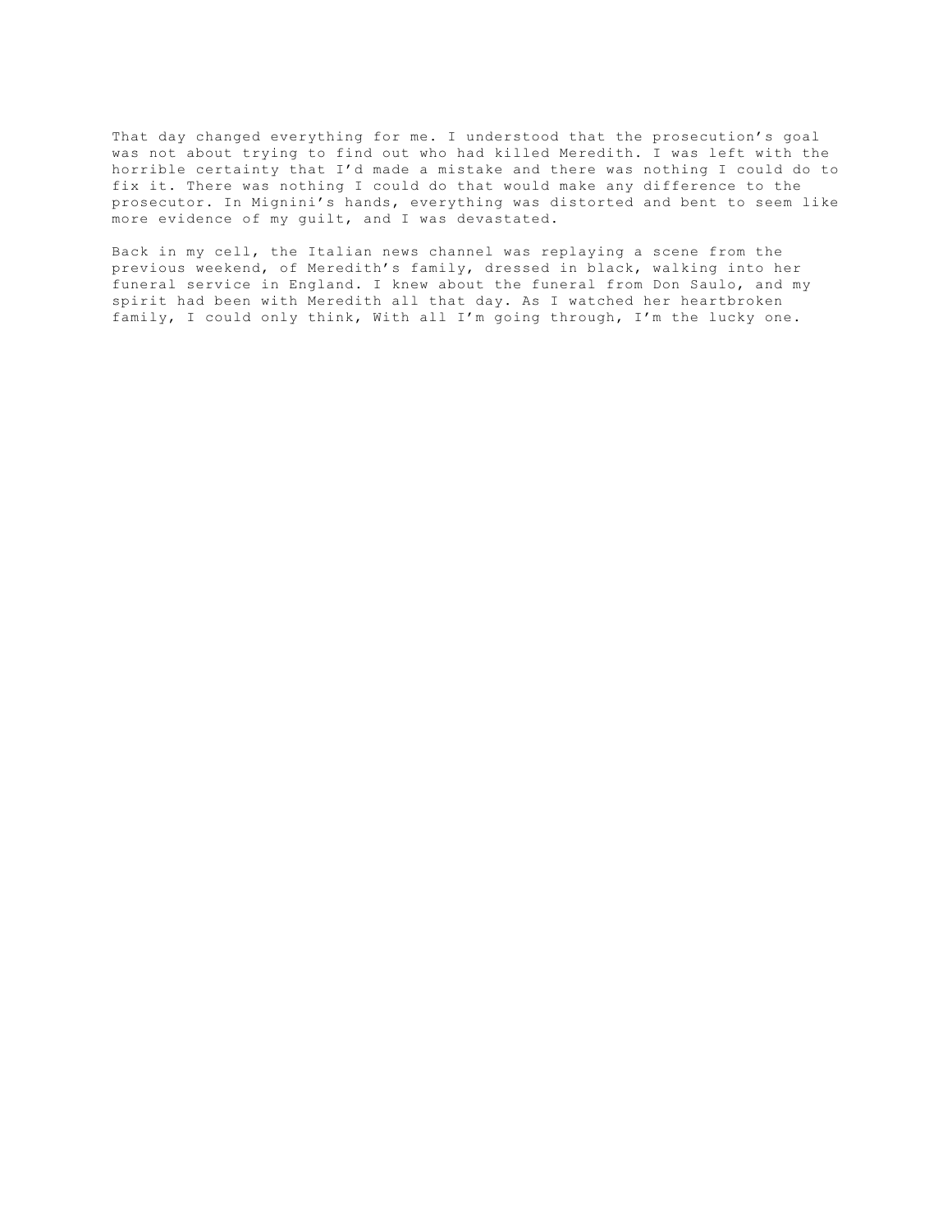That day changed everything for me. I understood that the prosecution's goal was not about trying to find out who had killed Meredith. I was left with the horrible certainty that I'd made a mistake and there was nothing I could do to fix it. There was nothing I could do that would make any difference to the prosecutor. In Mignini's hands, everything was distorted and bent to seem like more evidence of my guilt, and I was devastated.

Back in my cell, the Italian news channel was replaying a scene from the previous weekend, of Meredith's family, dressed in black, walking into her funeral service in England. I knew about the funeral from Don Saulo, and my spirit had been with Meredith all that day. As I watched her heartbroken family, I could only think, With all I'm going through, I'm the lucky one.